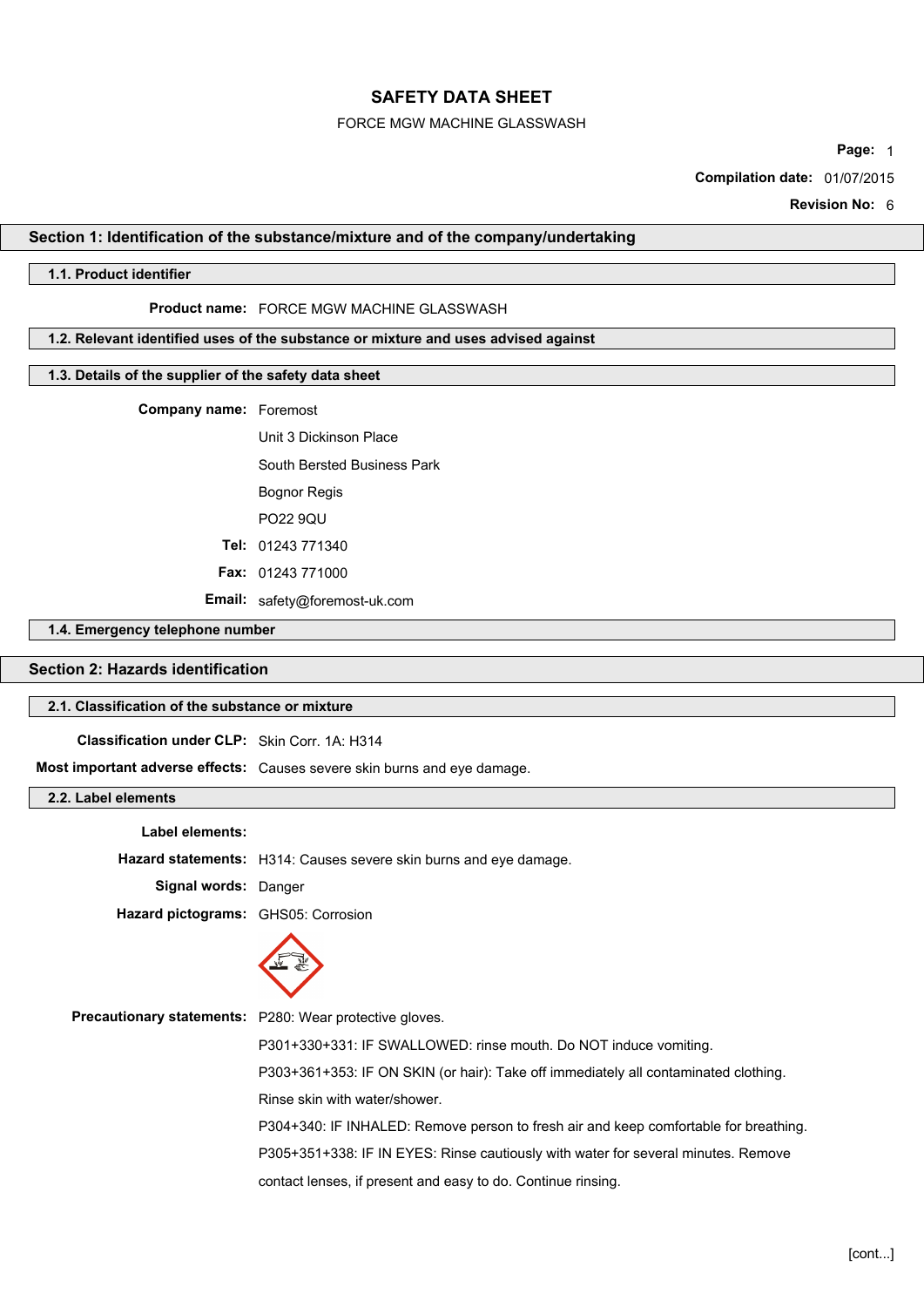# SAFETY DATA SHEET

FORCE MGW MACHINE GLASSWASH

**Page:** 1

**Compilation date:** 01/07/2015

**Revision No:** 6

## Section 1: Identification of the substance/mixture and of the company/undertaking

### 1.1. Product identifier

**Product name:** FORCE MGW MACHINE GLASSWASH

### 1.2. Relevant identified uses of the substance or mixture and uses advised against

### 1.3. Details of the supplier of the safety data sheet

**Company name:** Foremost

Unit 3 Dickinson Place

South Bersted Business Park

Bognor Regis

PO22 9QU

**Tel:** 01243 771340

**Fax:** 01243 771000

**Email:** safety@foremost-uk.com

### 1.4. Emergency telephone number

## Section 2: Hazards identification

### 2.1. Classification of the substance or mixture

**Classification under CLP:** Skin Corr. 1A: H314

**Most important adverse effects:** Causes severe skin burns and eye damage.

### 2.2. Label elements

**Label elements:**

**Hazard statements:** H314: Causes severe skin burns and eye damage.

**Signal words:** Danger

**Hazard pictograms:** GHS05: Corrosion

**Precautionary statements:** P280: Wear protective gloves.

P301+330+331: IF SWALLOWED: rinse mouth. Do NOT induce vomiting.

P303+361+353: IF ON SKIN (or hair): Take off immediately all contaminated clothing. Rinse skin with water/shower.

P304+340: IF INHALED: Remove person to fresh air and keep comfortable for breathing.

P305+351+338: IF IN EYES: Rinse cautiously with water for several minutes. Remove contact lenses, if present and easy to do. Continue rinsing.

[cont...]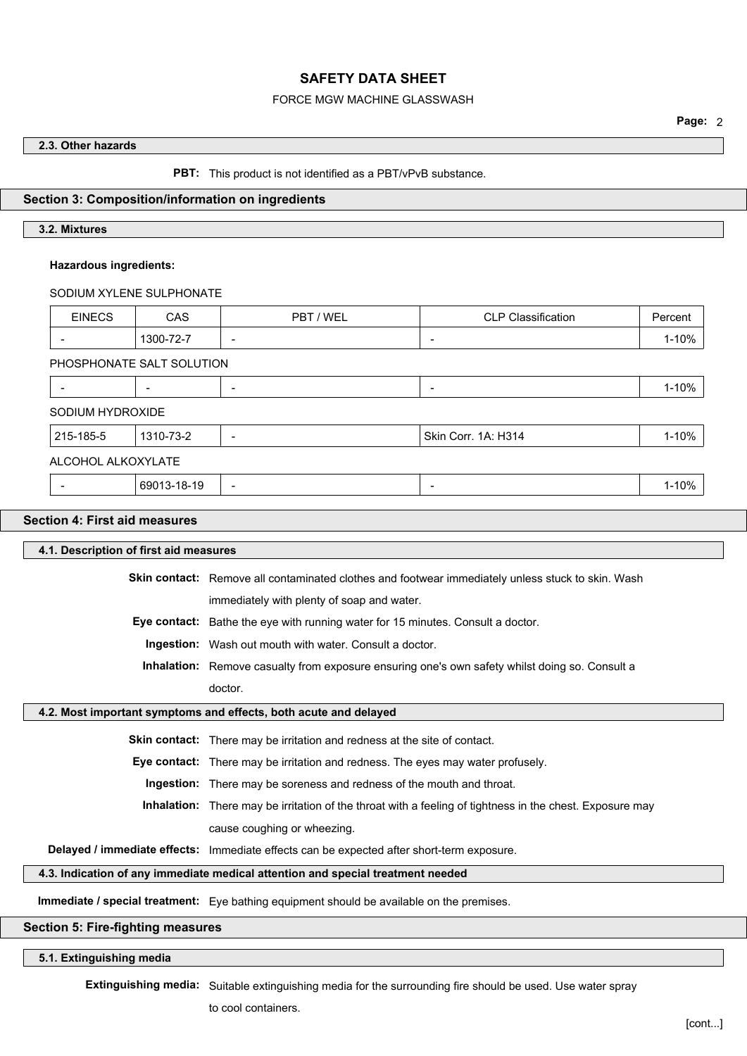### 2.3. Other hazards

**PBT:** This product is not identified as a PBT/vPvB substance.

## Section 3: Composition/information on ingredients

### 3.2. Mixtures

**Hazardous ingredients:**

SODIUM XYLENE SULPHONATE

| EINECS | CAS | PBT / WEL | CLP Classification | Percent |
|---|---|---|---|---|
| - | 1300-72-7 | - | - | 1-10% |

PHOSPHONATE SALT SOLUTION

| EINECS | CAS | PBT / WEL | CLP Classification | Percent |
|---|---|---|---|---|
| - | - | - | - | 1-10% |

SODIUM HYDROXIDE

| EINECS | CAS | PBT / WEL | CLP Classification | Percent |
|---|---|---|---|---|
| 215-185-5 | 1310-73-2 | - | Skin Corr. 1A: H314 | 1-10% |

ALCOHOL ALKOXYLATE

| EINECS | CAS | PBT / WEL | CLP Classification | Percent |
|---|---|---|---|---|
| - | 69013-18-19 | - | - | 1-10% |

## Section 4: First aid measures

### 4.1. Description of first aid measures

**Skin contact:** Remove all contaminated clothes and footwear immediately unless stuck to skin. Wash immediately with plenty of soap and water.

**Eye contact:** Bathe the eye with running water for 15 minutes. Consult a doctor.

**Ingestion:** Wash out mouth with water. Consult a doctor.

**Inhalation:** Remove casualty from exposure ensuring one's own safety whilst doing so. Consult a doctor.

### 4.2. Most important symptoms and effects, both acute and delayed

**Skin contact:** There may be irritation and redness at the site of contact.

**Eye contact:** There may be irritation and redness. The eyes may water profusely.

**Ingestion:** There may be soreness and redness of the mouth and throat.

**Inhalation:** There may be irritation of the throat with a feeling of tightness in the chest. Exposure may cause coughing or wheezing.

**Delayed / immediate effects:** Immediate effects can be expected after short-term exposure.

### 4.3. Indication of any immediate medical attention and special treatment needed

**Immediate / special treatment:** Eye bathing equipment should be available on the premises.

## Section 5: Fire-fighting measures

### 5.1. Extinguishing media

**Extinguishing media:** Suitable extinguishing media for the surrounding fire should be used. Use water spray to cool containers.

[cont...]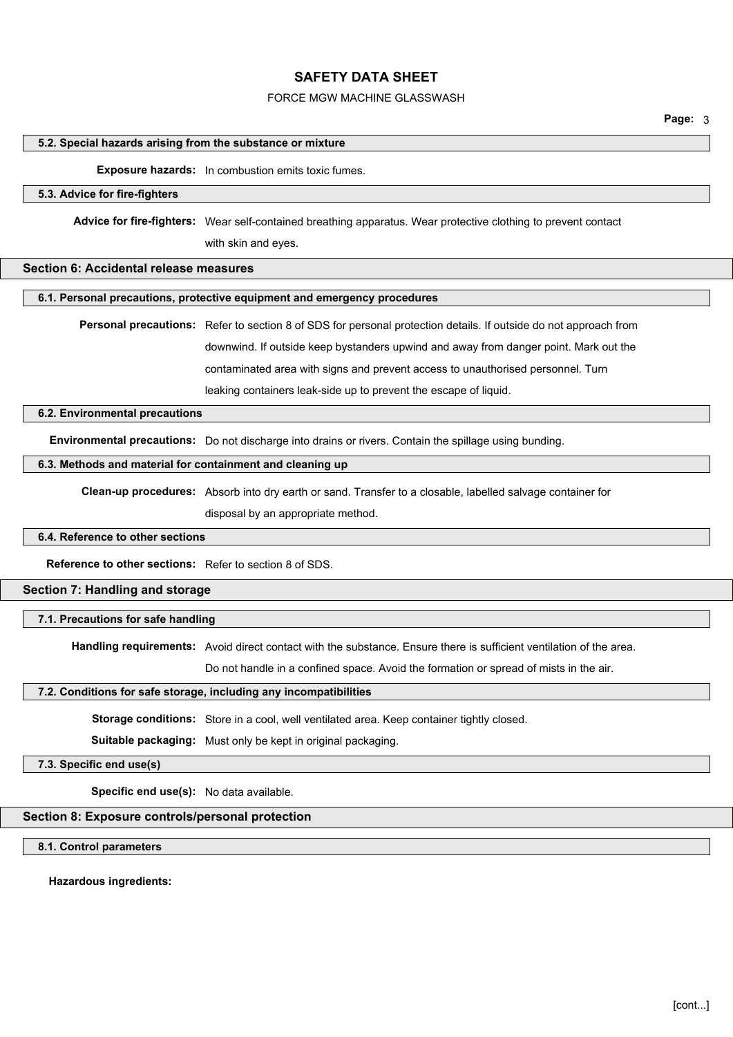### 5.2. Special hazards arising from the substance or mixture

**Exposure hazards:** In combustion emits toxic fumes.

### 5.3. Advice for fire-fighters

**Advice for fire-fighters:** Wear self-contained breathing apparatus. Wear protective clothing to prevent contact with skin and eyes.

## Section 6: Accidental release measures

### 6.1. Personal precautions, protective equipment and emergency procedures

**Personal precautions:** Refer to section 8 of SDS for personal protection details. If outside do not approach from downwind. If outside keep bystanders upwind and away from danger point. Mark out the contaminated area with signs and prevent access to unauthorised personnel. Turn leaking containers leak-side up to prevent the escape of liquid.

### 6.2. Environmental precautions

**Environmental precautions:** Do not discharge into drains or rivers. Contain the spillage using bunding.

### 6.3. Methods and material for containment and cleaning up

**Clean-up procedures:** Absorb into dry earth or sand. Transfer to a closable, labelled salvage container for disposal by an appropriate method.

### 6.4. Reference to other sections

**Reference to other sections:** Refer to section 8 of SDS.

## Section 7: Handling and storage

### 7.1. Precautions for safe handling

**Handling requirements:** Avoid direct contact with the substance. Ensure there is sufficient ventilation of the area. Do not handle in a confined space. Avoid the formation or spread of mists in the air.

### 7.2. Conditions for safe storage, including any incompatibilities

**Storage conditions:** Store in a cool, well ventilated area. Keep container tightly closed.

**Suitable packaging:** Must only be kept in original packaging.

### 7.3. Specific end use(s)

**Specific end use(s):** No data available.

## Section 8: Exposure controls/personal protection

### 8.1. Control parameters

**Hazardous ingredients:**

[cont...]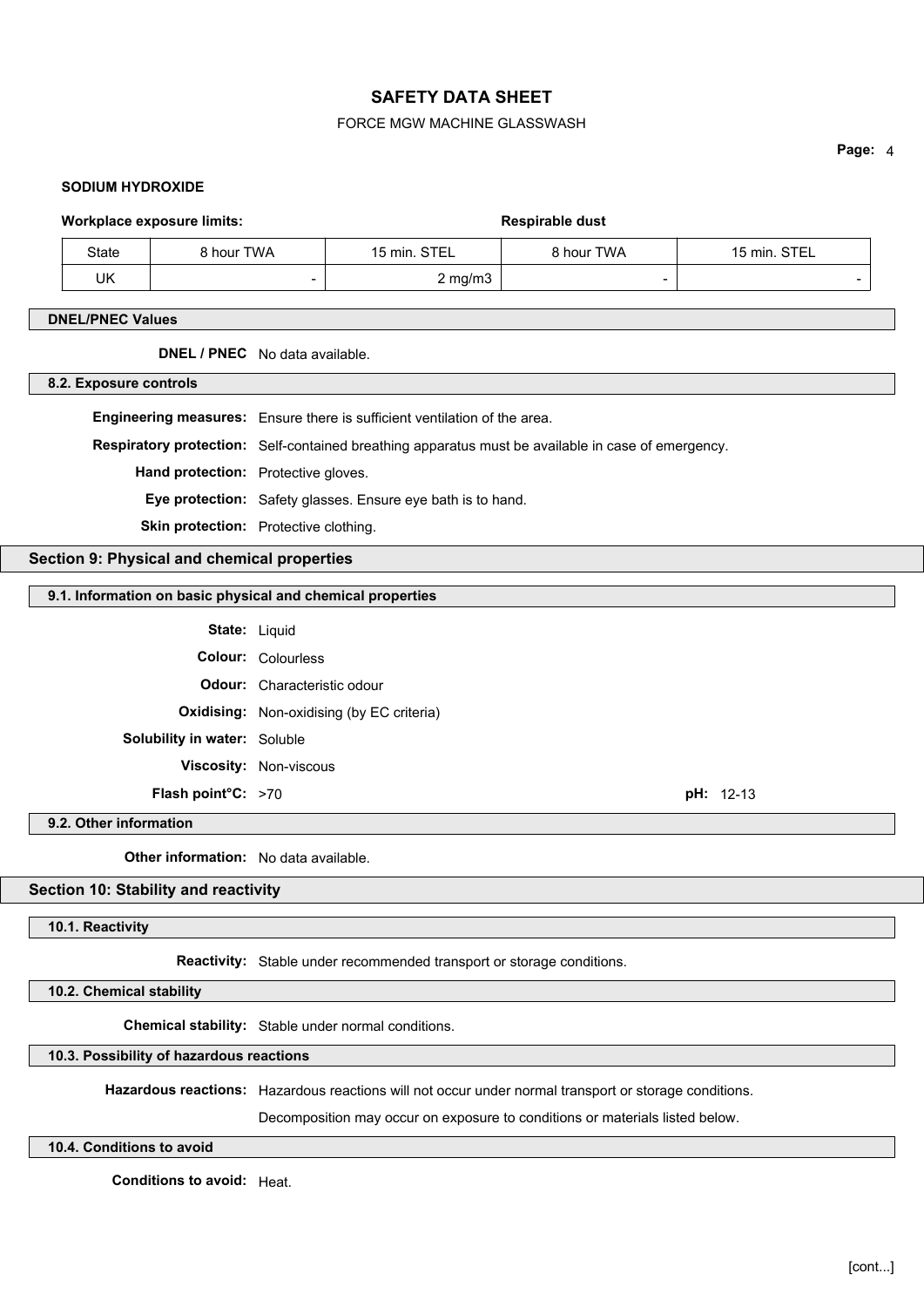**SODIUM HYDROXIDE**

| **Workplace exposure limits:** | | | **Respirable dust** | |
|---|---|---|---|---|
| State | 8 hour TWA | 15 min. STEL | 8 hour TWA | 15 min. STEL |
| UK | - | 2 mg/m3 | - | - |

### DNEL/PNEC Values

**DNEL / PNEC** No data available.

### 8.2. Exposure controls

**Engineering measures:** Ensure there is sufficient ventilation of the area.

**Respiratory protection:** Self-contained breathing apparatus must be available in case of emergency.

**Hand protection:** Protective gloves.

**Eye protection:** Safety glasses. Ensure eye bath is to hand.

**Skin protection:** Protective clothing.

## Section 9: Physical and chemical properties

### 9.1. Information on basic physical and chemical properties

**State:** Liquid

**Colour:** Colourless

**Odour:** Characteristic odour

**Oxidising:** Non-oxidising (by EC criteria)

**Solubility in water:** Soluble

**Viscosity:** Non-viscous

**Flash point°C:** >70 **pH:** 12-13

### 9.2. Other information

**Other information:** No data available.

## Section 10: Stability and reactivity

### 10.1. Reactivity

**Reactivity:** Stable under recommended transport or storage conditions.

### 10.2. Chemical stability

**Chemical stability:** Stable under normal conditions.

### 10.3. Possibility of hazardous reactions

**Hazardous reactions:** Hazardous reactions will not occur under normal transport or storage conditions.

Decomposition may occur on exposure to conditions or materials listed below.

### 10.4. Conditions to avoid

**Conditions to avoid:** Heat.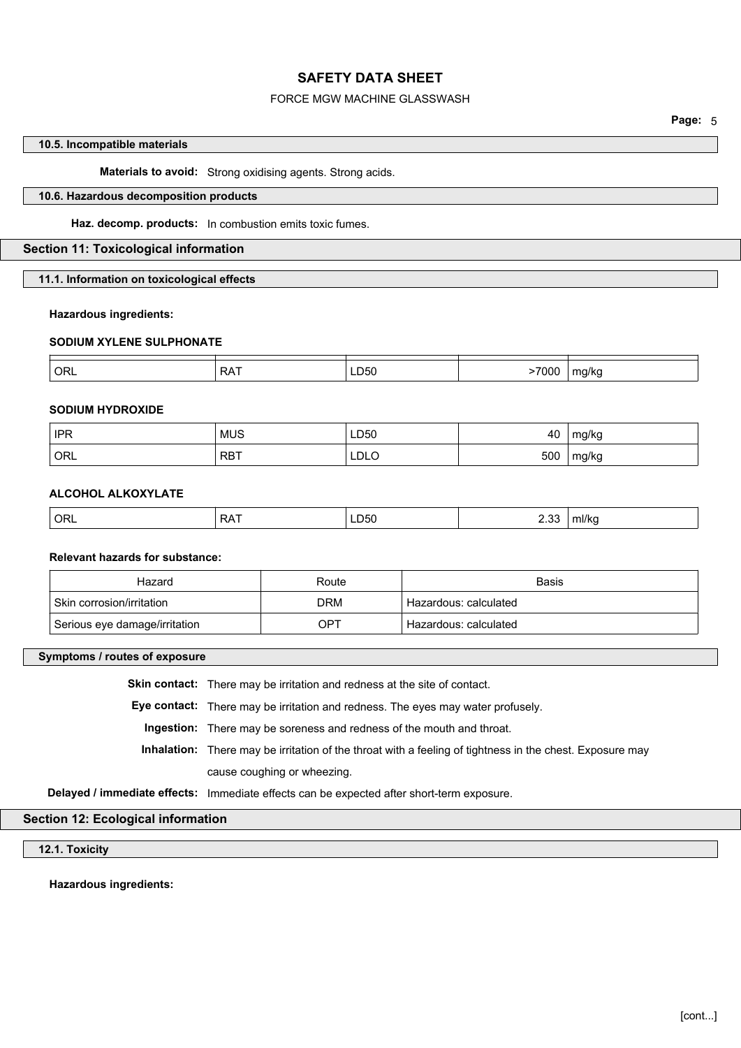### 10.5. Incompatible materials

**Materials to avoid:** Strong oxidising agents. Strong acids.

### 10.6. Hazardous decomposition products

**Haz. decomp. products:** In combustion emits toxic fumes.

## Section 11: Toxicological information

### 11.1. Information on toxicological effects

**Hazardous ingredients:**

**SODIUM XYLENE SULPHONATE**

| | | | | |
|---|---|---|---|---|
| ORL | RAT | LD50 | >7000 | mg/kg |

**SODIUM HYDROXIDE**

| | | | | |
|---|---|---|---|---|
| IPR | MUS | LD50 | 40 | mg/kg |
| ORL | RBT | LDLO | 500 | mg/kg |

**ALCOHOL ALKOXYLATE**

| | | | | |
|---|---|---|---|---|
| ORL | RAT | LD50 | 2.33 | ml/kg |

**Relevant hazards for substance:**

| Hazard | Route | Basis |
|---|---|---|
| Skin corrosion/irritation | DRM | Hazardous: calculated |
| Serious eye damage/irritation | OPT | Hazardous: calculated |

### Symptoms / routes of exposure

**Skin contact:** There may be irritation and redness at the site of contact.

**Eye contact:** There may be irritation and redness. The eyes may water profusely.

**Ingestion:** There may be soreness and redness of the mouth and throat.

**Inhalation:** There may be irritation of the throat with a feeling of tightness in the chest. Exposure may cause coughing or wheezing.

**Delayed / immediate effects:** Immediate effects can be expected after short-term exposure.

## Section 12: Ecological information

### 12.1. Toxicity

**Hazardous ingredients:**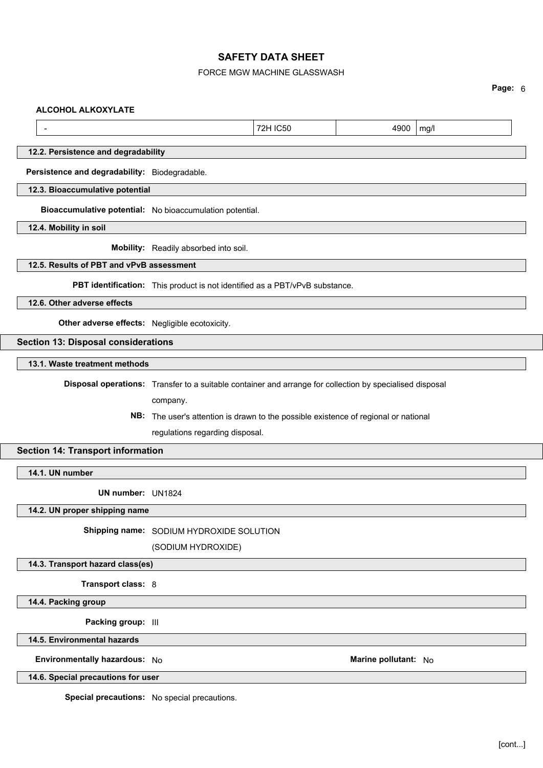**ALCOHOL ALKOXYLATE**

| - | 72H IC50 | 4900 | mg/l |
|---|---|---|---|

### 12.2. Persistence and degradability

**Persistence and degradability:** Biodegradable.

### 12.3. Bioaccumulative potential

**Bioaccumulative potential:** No bioaccumulation potential.

### 12.4. Mobility in soil

**Mobility:** Readily absorbed into soil.

### 12.5. Results of PBT and vPvB assessment

**PBT identification:** This product is not identified as a PBT/vPvB substance.

### 12.6. Other adverse effects

**Other adverse effects:** Negligible ecotoxicity.

## Section 13: Disposal considerations

### 13.1. Waste treatment methods

**Disposal operations:** Transfer to a suitable container and arrange for collection by specialised disposal company.

**NB:** The user's attention is drawn to the possible existence of regional or national regulations regarding disposal.

## Section 14: Transport information

### 14.1. UN number

**UN number:** UN1824

### 14.2. UN proper shipping name

**Shipping name:** SODIUM HYDROXIDE SOLUTION (SODIUM HYDROXIDE)

### 14.3. Transport hazard class(es)

**Transport class:** 8

### 14.4. Packing group

**Packing group:** III

### 14.5. Environmental hazards

**Environmentally hazardous:** No **Marine pollutant:** No

### 14.6. Special precautions for user

**Special precautions:** No special precautions.

[cont...]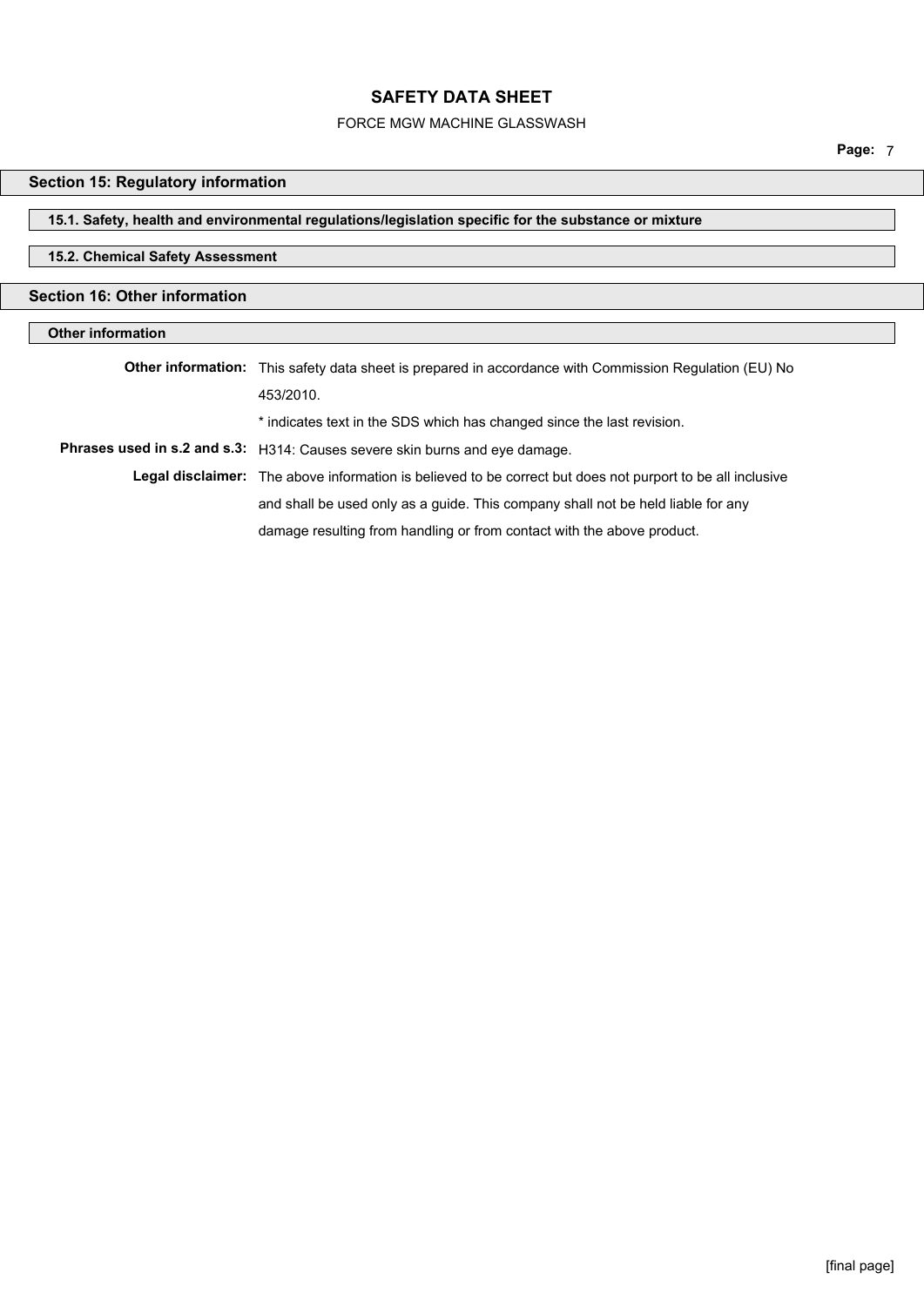## Section 15: Regulatory information

### 15.1. Safety, health and environmental regulations/legislation specific for the substance or mixture

### 15.2. Chemical Safety Assessment

## Section 16: Other information

### Other information

**Other information:** This safety data sheet is prepared in accordance with Commission Regulation (EU) No 453/2010.

* indicates text in the SDS which has changed since the last revision.

**Phrases used in s.2 and s.3:** H314: Causes severe skin burns and eye damage.

**Legal disclaimer:** The above information is believed to be correct but does not purport to be all inclusive and shall be used only as a guide. This company shall not be held liable for any damage resulting from handling or from contact with the above product.

[final page]